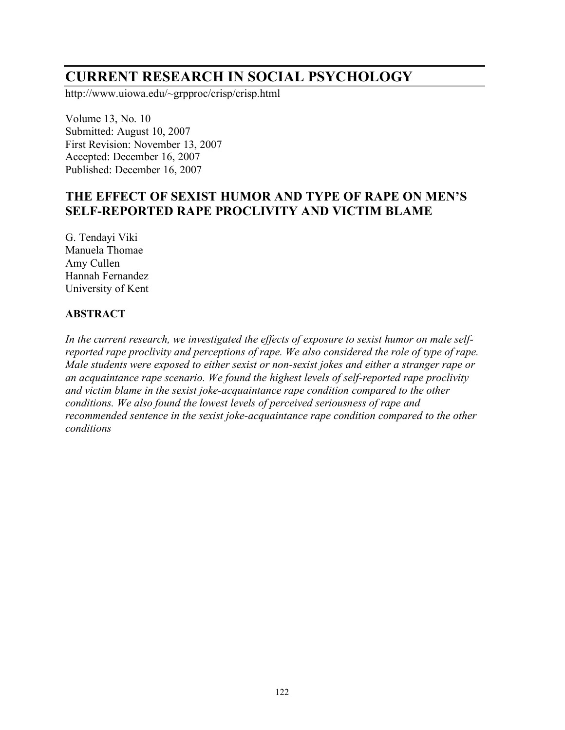# CURRENT RESEARCH IN SOCIAL PSYCHOLOGY

http://www.uiowa.edu/~grpproc/crisp/crisp.html

Volume 13, No. 10
Submitted: August 10, 2007
First Revision: November 13, 2007
Accepted: December 16, 2007
Published: December 16, 2007

## THE EFFECT OF SEXIST HUMOR AND TYPE OF RAPE ON MEN'S SELF-REPORTED RAPE PROCLIVITY AND VICTIM BLAME

G. Tendayi Viki
Manuela Thomae
Amy Cullen
Hannah Fernandez
University of Kent

### ABSTRACT

*In the current research, we investigated the effects of exposure to sexist humor on male self-reported rape proclivity and perceptions of rape. We also considered the role of type of rape. Male students were exposed to either sexist or non-sexist jokes and either a stranger rape or an acquaintance rape scenario. We found the highest levels of self-reported rape proclivity and victim blame in the sexist joke-acquaintance rape condition compared to the other conditions. We also found the lowest levels of perceived seriousness of rape and recommended sentence in the sexist joke-acquaintance rape condition compared to the other conditions*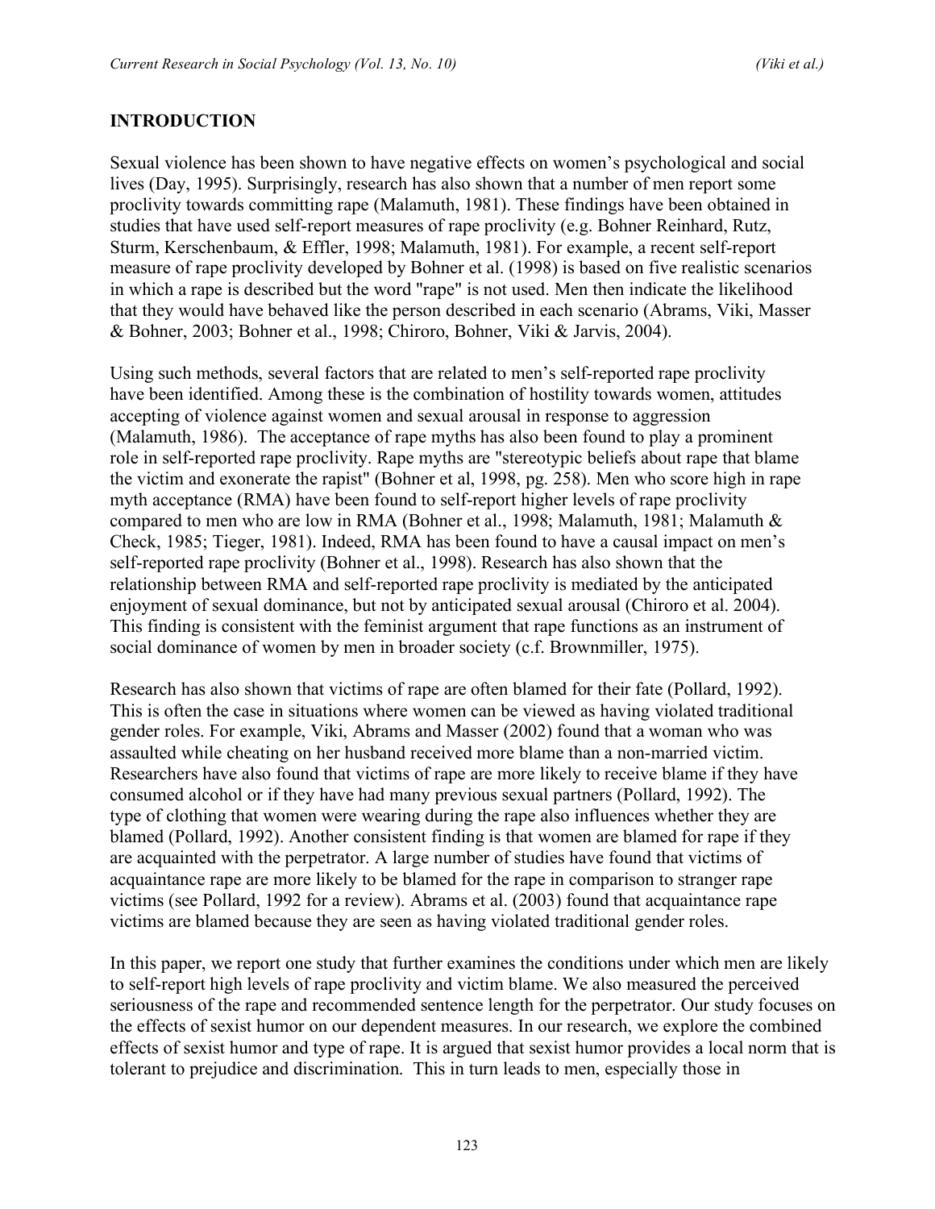## INTRODUCTION

Sexual violence has been shown to have negative effects on women's psychological and social lives (Day, 1995). Surprisingly, research has also shown that a number of men report some proclivity towards committing rape (Malamuth, 1981). These findings have been obtained in studies that have used self-report measures of rape proclivity (e.g. Bohner Reinhard, Rutz, Sturm, Kerschenbaum, & Effler, 1998; Malamuth, 1981). For example, a recent self-report measure of rape proclivity developed by Bohner et al. (1998) is based on five realistic scenarios in which a rape is described but the word "rape" is not used. Men then indicate the likelihood that they would have behaved like the person described in each scenario (Abrams, Viki, Masser & Bohner, 2003; Bohner et al., 1998; Chiroro, Bohner, Viki & Jarvis, 2004).

Using such methods, several factors that are related to men's self-reported rape proclivity have been identified. Among these is the combination of hostility towards women, attitudes accepting of violence against women and sexual arousal in response to aggression (Malamuth, 1986). The acceptance of rape myths has also been found to play a prominent role in self-reported rape proclivity. Rape myths are "stereotypic beliefs about rape that blame the victim and exonerate the rapist" (Bohner et al, 1998, pg. 258). Men who score high in rape myth acceptance (RMA) have been found to self-report higher levels of rape proclivity compared to men who are low in RMA (Bohner et al., 1998; Malamuth, 1981; Malamuth & Check, 1985; Tieger, 1981). Indeed, RMA has been found to have a causal impact on men's self-reported rape proclivity (Bohner et al., 1998). Research has also shown that the relationship between RMA and self-reported rape proclivity is mediated by the anticipated enjoyment of sexual dominance, but not by anticipated sexual arousal (Chiroro et al. 2004). This finding is consistent with the feminist argument that rape functions as an instrument of social dominance of women by men in broader society (c.f. Brownmiller, 1975).

Research has also shown that victims of rape are often blamed for their fate (Pollard, 1992). This is often the case in situations where women can be viewed as having violated traditional gender roles. For example, Viki, Abrams and Masser (2002) found that a woman who was assaulted while cheating on her husband received more blame than a non-married victim. Researchers have also found that victims of rape are more likely to receive blame if they have consumed alcohol or if they have had many previous sexual partners (Pollard, 1992). The type of clothing that women were wearing during the rape also influences whether they are blamed (Pollard, 1992). Another consistent finding is that women are blamed for rape if they are acquainted with the perpetrator. A large number of studies have found that victims of acquaintance rape are more likely to be blamed for the rape in comparison to stranger rape victims (see Pollard, 1992 for a review). Abrams et al. (2003) found that acquaintance rape victims are blamed because they are seen as having violated traditional gender roles.

In this paper, we report one study that further examines the conditions under which men are likely to self-report high levels of rape proclivity and victim blame. We also measured the perceived seriousness of the rape and recommended sentence length for the perpetrator. Our study focuses on the effects of sexist humor on our dependent measures. In our research, we explore the combined effects of sexist humor and type of rape. It is argued that sexist humor provides a local norm that is tolerant to prejudice and discrimination. This in turn leads to men, especially those in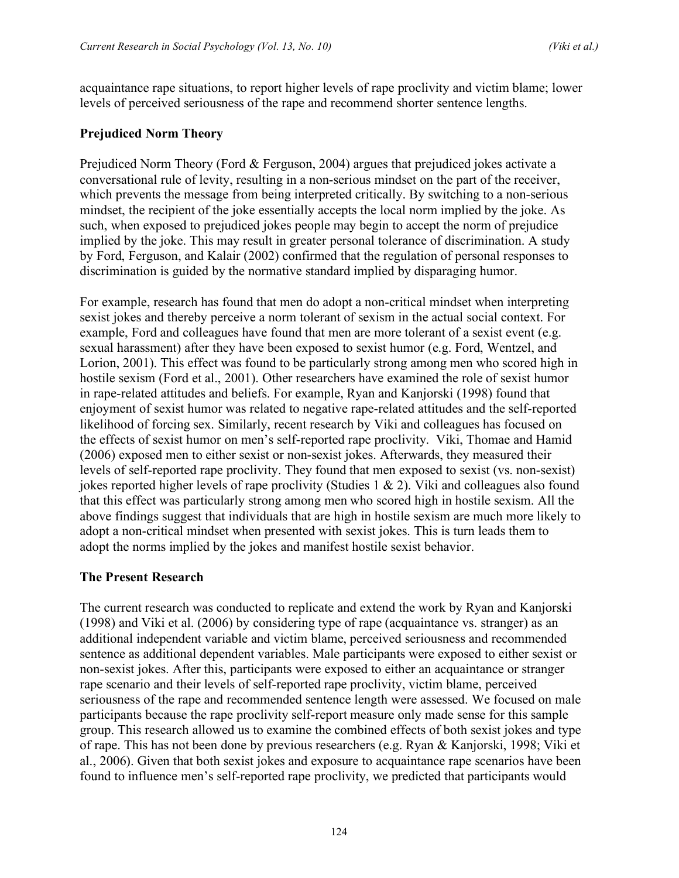acquaintance rape situations, to report higher levels of rape proclivity and victim blame; lower levels of perceived seriousness of the rape and recommend shorter sentence lengths.

## Prejudiced Norm Theory

Prejudiced Norm Theory (Ford & Ferguson, 2004) argues that prejudiced jokes activate a conversational rule of levity, resulting in a non-serious mindset on the part of the receiver, which prevents the message from being interpreted critically. By switching to a non-serious mindset, the recipient of the joke essentially accepts the local norm implied by the joke. As such, when exposed to prejudiced jokes people may begin to accept the norm of prejudice implied by the joke. This may result in greater personal tolerance of discrimination. A study by Ford, Ferguson, and Kalair (2002) confirmed that the regulation of personal responses to discrimination is guided by the normative standard implied by disparaging humor.

For example, research has found that men do adopt a non-critical mindset when interpreting sexist jokes and thereby perceive a norm tolerant of sexism in the actual social context. For example, Ford and colleagues have found that men are more tolerant of a sexist event (e.g. sexual harassment) after they have been exposed to sexist humor (e.g. Ford, Wentzel, and Lorion, 2001). This effect was found to be particularly strong among men who scored high in hostile sexism (Ford et al., 2001). Other researchers have examined the role of sexist humor in rape-related attitudes and beliefs. For example, Ryan and Kanjorski (1998) found that enjoyment of sexist humor was related to negative rape-related attitudes and the self-reported likelihood of forcing sex. Similarly, recent research by Viki and colleagues has focused on the effects of sexist humor on men's self-reported rape proclivity. Viki, Thomae and Hamid (2006) exposed men to either sexist or non-sexist jokes. Afterwards, they measured their levels of self-reported rape proclivity. They found that men exposed to sexist (vs. non-sexist) jokes reported higher levels of rape proclivity (Studies 1 & 2). Viki and colleagues also found that this effect was particularly strong among men who scored high in hostile sexism. All the above findings suggest that individuals that are high in hostile sexism are much more likely to adopt a non-critical mindset when presented with sexist jokes. This is turn leads them to adopt the norms implied by the jokes and manifest hostile sexist behavior.

## The Present Research

The current research was conducted to replicate and extend the work by Ryan and Kanjorski (1998) and Viki et al. (2006) by considering type of rape (acquaintance vs. stranger) as an additional independent variable and victim blame, perceived seriousness and recommended sentence as additional dependent variables. Male participants were exposed to either sexist or non-sexist jokes. After this, participants were exposed to either an acquaintance or stranger rape scenario and their levels of self-reported rape proclivity, victim blame, perceived seriousness of the rape and recommended sentence length were assessed. We focused on male participants because the rape proclivity self-report measure only made sense for this sample group. This research allowed us to examine the combined effects of both sexist jokes and type of rape. This has not been done by previous researchers (e.g. Ryan & Kanjorski, 1998; Viki et al., 2006). Given that both sexist jokes and exposure to acquaintance rape scenarios have been found to influence men's self-reported rape proclivity, we predicted that participants would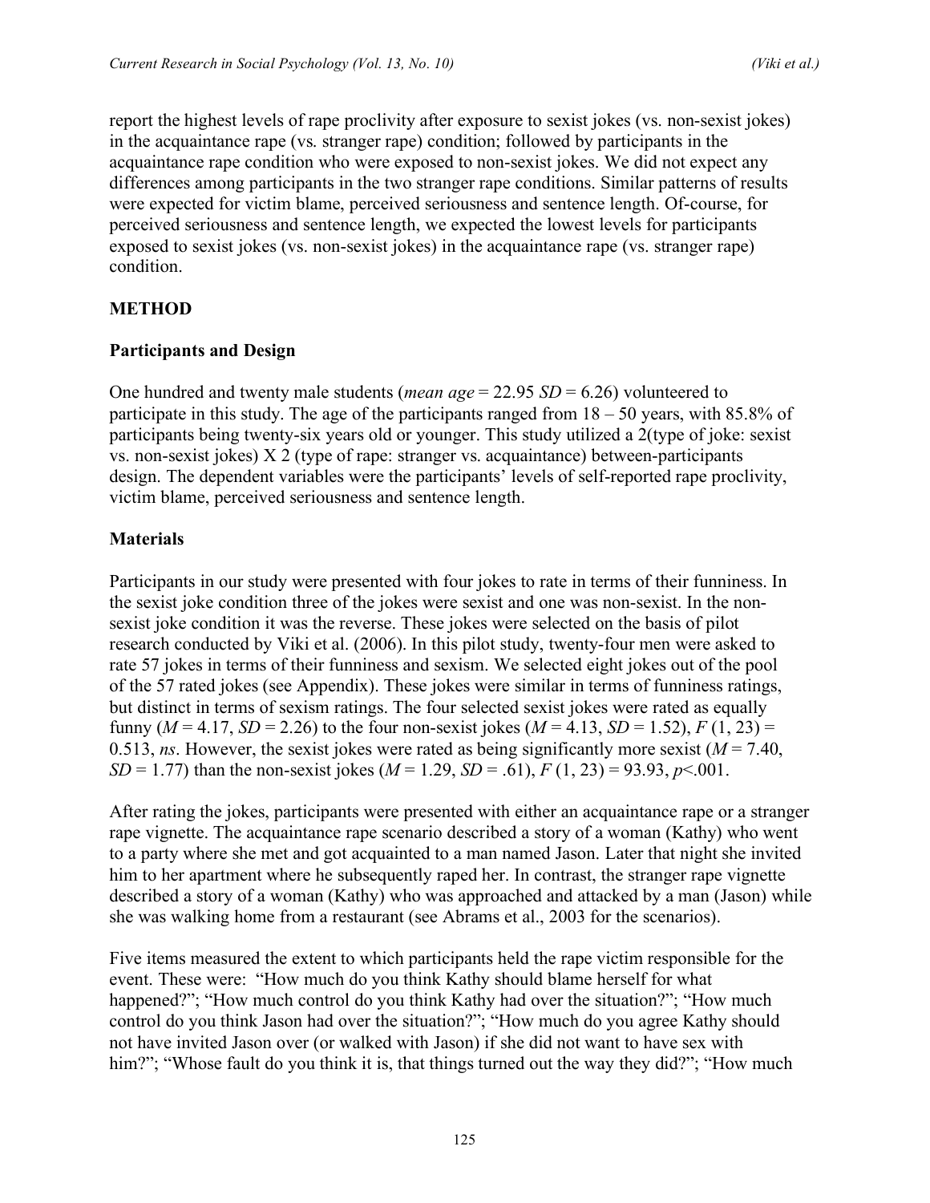report the highest levels of rape proclivity after exposure to sexist jokes (vs. non-sexist jokes) in the acquaintance rape (vs. stranger rape) condition; followed by participants in the acquaintance rape condition who were exposed to non-sexist jokes. We did not expect any differences among participants in the two stranger rape conditions. Similar patterns of results were expected for victim blame, perceived seriousness and sentence length. Of-course, for perceived seriousness and sentence length, we expected the lowest levels for participants exposed to sexist jokes (vs. non-sexist jokes) in the acquaintance rape (vs. stranger rape) condition.

## METHOD

### Participants and Design

One hundred and twenty male students (*mean age* = 22.95 *SD* = 6.26) volunteered to participate in this study. The age of the participants ranged from 18 – 50 years, with 85.8% of participants being twenty-six years old or younger. This study utilized a 2(type of joke: sexist vs. non-sexist jokes) X 2 (type of rape: stranger vs. acquaintance) between-participants design. The dependent variables were the participants' levels of self-reported rape proclivity, victim blame, perceived seriousness and sentence length.

### Materials

Participants in our study were presented with four jokes to rate in terms of their funniness. In the sexist joke condition three of the jokes were sexist and one was non-sexist. In the non-sexist joke condition it was the reverse. These jokes were selected on the basis of pilot research conducted by Viki et al. (2006). In this pilot study, twenty-four men were asked to rate 57 jokes in terms of their funniness and sexism. We selected eight jokes out of the pool of the 57 rated jokes (see Appendix). These jokes were similar in terms of funniness ratings, but distinct in terms of sexism ratings. The four selected sexist jokes were rated as equally funny ($M$ = 4.17, $SD$ = 2.26) to the four non-sexist jokes ($M$ = 4.13, $SD$ = 1.52), $F$ (1, 23) = 0.513, *ns*. However, the sexist jokes were rated as being significantly more sexist ($M$ = 7.40, $SD$ = 1.77) than the non-sexist jokes ($M$ = 1.29, $SD$ = .61), $F$ (1, 23) = 93.93, $p$<.001.

After rating the jokes, participants were presented with either an acquaintance rape or a stranger rape vignette. The acquaintance rape scenario described a story of a woman (Kathy) who went to a party where she met and got acquainted to a man named Jason. Later that night she invited him to her apartment where he subsequently raped her. In contrast, the stranger rape vignette described a story of a woman (Kathy) who was approached and attacked by a man (Jason) while she was walking home from a restaurant (see Abrams et al., 2003 for the scenarios).

Five items measured the extent to which participants held the rape victim responsible for the event. These were: "How much do you think Kathy should blame herself for what happened?"; "How much control do you think Kathy had over the situation?"; "How much control do you think Jason had over the situation?"; "How much do you agree Kathy should not have invited Jason over (or walked with Jason) if she did not want to have sex with him?"; "Whose fault do you think it is, that things turned out the way they did?"; "How much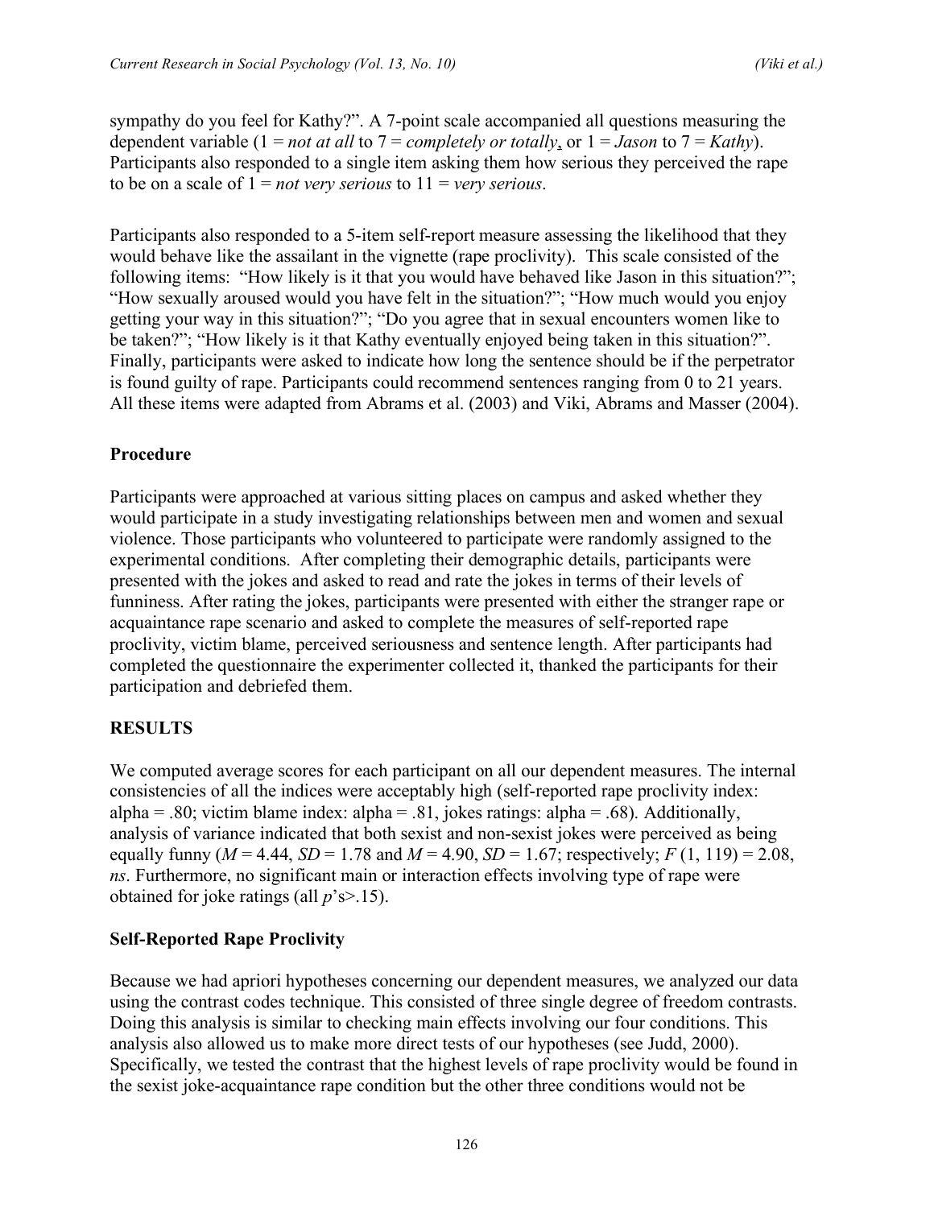sympathy do you feel for Kathy?". A 7-point scale accompanied all questions measuring the dependent variable (1 = *not at all* to 7 = *completely or totally*, or 1 = *Jason* to 7 = *Kathy*). Participants also responded to a single item asking them how serious they perceived the rape to be on a scale of 1 = *not very serious* to 11 = *very serious*.

Participants also responded to a 5-item self-report measure assessing the likelihood that they would behave like the assailant in the vignette (rape proclivity). This scale consisted of the following items: "How likely is it that you would have behaved like Jason in this situation?"; "How sexually aroused would you have felt in the situation?"; "How much would you enjoy getting your way in this situation?"; "Do you agree that in sexual encounters women like to be taken?"; "How likely is it that Kathy eventually enjoyed being taken in this situation?". Finally, participants were asked to indicate how long the sentence should be if the perpetrator is found guilty of rape. Participants could recommend sentences ranging from 0 to 21 years. All these items were adapted from Abrams et al. (2003) and Viki, Abrams and Masser (2004).

## Procedure

Participants were approached at various sitting places on campus and asked whether they would participate in a study investigating relationships between men and women and sexual violence. Those participants who volunteered to participate were randomly assigned to the experimental conditions. After completing their demographic details, participants were presented with the jokes and asked to read and rate the jokes in terms of their levels of funniness. After rating the jokes, participants were presented with either the stranger rape or acquaintance rape scenario and asked to complete the measures of self-reported rape proclivity, victim blame, perceived seriousness and sentence length. After participants had completed the questionnaire the experimenter collected it, thanked the participants for their participation and debriefed them.

## RESULTS

We computed average scores for each participant on all our dependent measures. The internal consistencies of all the indices were acceptably high (self-reported rape proclivity index: alpha = .80; victim blame index: alpha = .81, jokes ratings: alpha = .68). Additionally, analysis of variance indicated that both sexist and non-sexist jokes were perceived as being equally funny ($M = 4.44$, $SD = 1.78$ and $M = 4.90$, $SD = 1.67$; respectively; $F(1, 119) = 2.08$, *ns*. Furthermore, no significant main or interaction effects involving type of rape were obtained for joke ratings (all $p$'s>.15).

## Self-Reported Rape Proclivity

Because we had apriori hypotheses concerning our dependent measures, we analyzed our data using the contrast codes technique. This consisted of three single degree of freedom contrasts. Doing this analysis is similar to checking main effects involving our four conditions. This analysis also allowed us to make more direct tests of our hypotheses (see Judd, 2000). Specifically, we tested the contrast that the highest levels of rape proclivity would be found in the sexist joke-acquaintance rape condition but the other three conditions would not be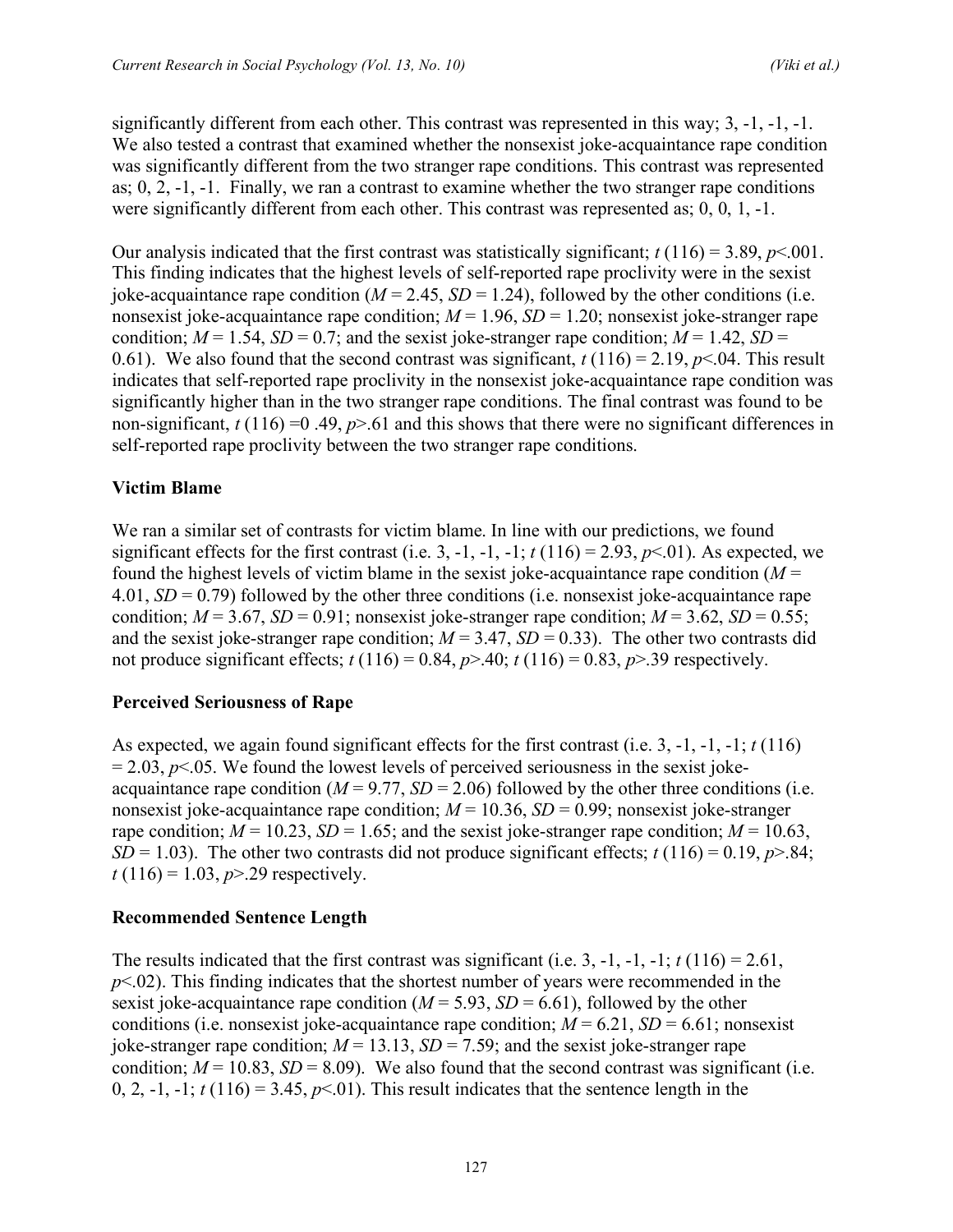significantly different from each other. This contrast was represented in this way; 3, -1, -1, -1. We also tested a contrast that examined whether the nonsexist joke-acquaintance rape condition was significantly different from the two stranger rape conditions. This contrast was represented as; 0, 2, -1, -1. Finally, we ran a contrast to examine whether the two stranger rape conditions were significantly different from each other. This contrast was represented as; 0, 0, 1, -1.

Our analysis indicated that the first contrast was statistically significant; $t$ (116) = 3.89, $p$<.001. This finding indicates that the highest levels of self-reported rape proclivity were in the sexist joke-acquaintance rape condition ($M$ = 2.45, $SD$ = 1.24), followed by the other conditions (i.e. nonsexist joke-acquaintance rape condition; $M$ = 1.96, $SD$ = 1.20; nonsexist joke-stranger rape condition; $M$ = 1.54, $SD$ = 0.7; and the sexist joke-stranger rape condition; $M$ = 1.42, $SD$ = 0.61). We also found that the second contrast was significant, $t$ (116) = 2.19, $p$<.04. This result indicates that self-reported rape proclivity in the nonsexist joke-acquaintance rape condition was significantly higher than in the two stranger rape conditions. The final contrast was found to be non-significant, $t$ (116) =0 .49, $p$>.61 and this shows that there were no significant differences in self-reported rape proclivity between the two stranger rape conditions.

### Victim Blame

We ran a similar set of contrasts for victim blame. In line with our predictions, we found significant effects for the first contrast (i.e. 3, -1, -1, -1; $t$ (116) = 2.93, $p$<.01). As expected, we found the highest levels of victim blame in the sexist joke-acquaintance rape condition ($M$ = 4.01, $SD$ = 0.79) followed by the other three conditions (i.e. nonsexist joke-acquaintance rape condition; $M$ = 3.67, $SD$ = 0.91; nonsexist joke-stranger rape condition; $M$ = 3.62, $SD$ = 0.55; and the sexist joke-stranger rape condition; $M$ = 3.47, $SD$ = 0.33). The other two contrasts did not produce significant effects; $t$ (116) = 0.84, $p$>.40; $t$ (116) = 0.83, $p$>.39 respectively.

### Perceived Seriousness of Rape

As expected, we again found significant effects for the first contrast (i.e. 3, -1, -1, -1; $t$ (116) = 2.03, $p$<.05. We found the lowest levels of perceived seriousness in the sexist joke-acquaintance rape condition ($M$ = 9.77, $SD$ = 2.06) followed by the other three conditions (i.e. nonsexist joke-acquaintance rape condition; $M$ = 10.36, $SD$ = 0.99; nonsexist joke-stranger rape condition; $M$ = 10.23, $SD$ = 1.65; and the sexist joke-stranger rape condition; $M$ = 10.63, $SD$ = 1.03). The other two contrasts did not produce significant effects; $t$ (116) = 0.19, $p$>.84; $t$ (116) = 1.03, $p$>.29 respectively.

### Recommended Sentence Length

The results indicated that the first contrast was significant (i.e. 3, -1, -1, -1; $t$ (116) = 2.61, $p$<.02). This finding indicates that the shortest number of years were recommended in the sexist joke-acquaintance rape condition ($M$ = 5.93, $SD$ = 6.61), followed by the other conditions (i.e. nonsexist joke-acquaintance rape condition; $M$ = 6.21, $SD$ = 6.61; nonsexist joke-stranger rape condition; $M$ = 13.13, $SD$ = 7.59; and the sexist joke-stranger rape condition; $M$ = 10.83, $SD$ = 8.09). We also found that the second contrast was significant (i.e. 0, 2, -1, -1; $t$ (116) = 3.45, $p$<.01). This result indicates that the sentence length in the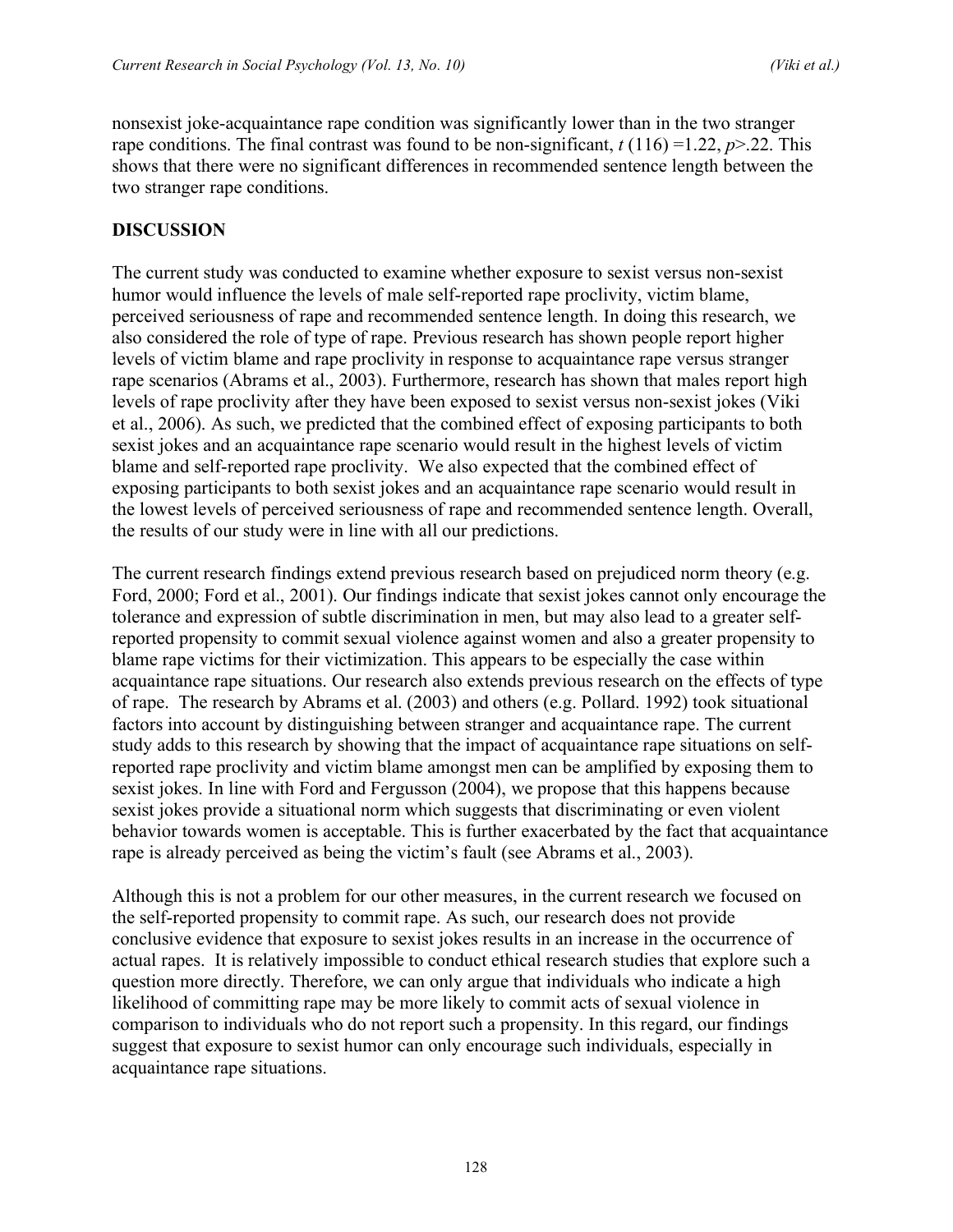nonsexist joke-acquaintance rape condition was significantly lower than in the two stranger rape conditions. The final contrast was found to be non-significant, $t\ (116) = 1.22$, $p > .22$. This shows that there were no significant differences in recommended sentence length between the two stranger rape conditions.

## DISCUSSION

The current study was conducted to examine whether exposure to sexist versus non-sexist humor would influence the levels of male self-reported rape proclivity, victim blame, perceived seriousness of rape and recommended sentence length. In doing this research, we also considered the role of type of rape. Previous research has shown people report higher levels of victim blame and rape proclivity in response to acquaintance rape versus stranger rape scenarios (Abrams et al., 2003). Furthermore, research has shown that males report high levels of rape proclivity after they have been exposed to sexist versus non-sexist jokes (Viki et al., 2006). As such, we predicted that the combined effect of exposing participants to both sexist jokes and an acquaintance rape scenario would result in the highest levels of victim blame and self-reported rape proclivity. We also expected that the combined effect of exposing participants to both sexist jokes and an acquaintance rape scenario would result in the lowest levels of perceived seriousness of rape and recommended sentence length. Overall, the results of our study were in line with all our predictions.

The current research findings extend previous research based on prejudiced norm theory (e.g. Ford, 2000; Ford et al., 2001). Our findings indicate that sexist jokes cannot only encourage the tolerance and expression of subtle discrimination in men, but may also lead to a greater self-reported propensity to commit sexual violence against women and also a greater propensity to blame rape victims for their victimization. This appears to be especially the case within acquaintance rape situations. Our research also extends previous research on the effects of type of rape. The research by Abrams et al. (2003) and others (e.g. Pollard. 1992) took situational factors into account by distinguishing between stranger and acquaintance rape. The current study adds to this research by showing that the impact of acquaintance rape situations on self-reported rape proclivity and victim blame amongst men can be amplified by exposing them to sexist jokes. In line with Ford and Fergusson (2004), we propose that this happens because sexist jokes provide a situational norm which suggests that discriminating or even violent behavior towards women is acceptable. This is further exacerbated by the fact that acquaintance rape is already perceived as being the victim's fault (see Abrams et al., 2003).

Although this is not a problem for our other measures, in the current research we focused on the self-reported propensity to commit rape. As such, our research does not provide conclusive evidence that exposure to sexist jokes results in an increase in the occurrence of actual rapes. It is relatively impossible to conduct ethical research studies that explore such a question more directly. Therefore, we can only argue that individuals who indicate a high likelihood of committing rape may be more likely to commit acts of sexual violence in comparison to individuals who do not report such a propensity. In this regard, our findings suggest that exposure to sexist humor can only encourage such individuals, especially in acquaintance rape situations.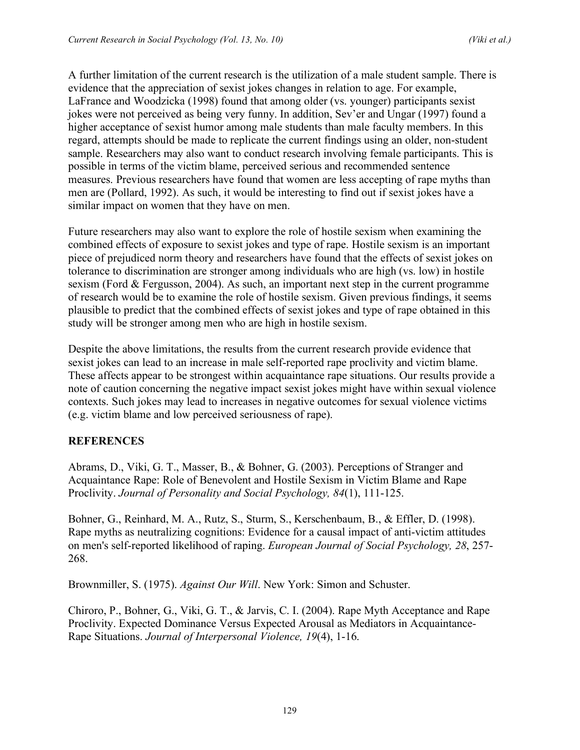A further limitation of the current research is the utilization of a male student sample. There is evidence that the appreciation of sexist jokes changes in relation to age. For example, LaFrance and Woodzicka (1998) found that among older (vs. younger) participants sexist jokes were not perceived as being very funny. In addition, Sev'er and Ungar (1997) found a higher acceptance of sexist humor among male students than male faculty members. In this regard, attempts should be made to replicate the current findings using an older, non-student sample. Researchers may also want to conduct research involving female participants. This is possible in terms of the victim blame, perceived serious and recommended sentence measures. Previous researchers have found that women are less accepting of rape myths than men are (Pollard, 1992). As such, it would be interesting to find out if sexist jokes have a similar impact on women that they have on men.

Future researchers may also want to explore the role of hostile sexism when examining the combined effects of exposure to sexist jokes and type of rape. Hostile sexism is an important piece of prejudiced norm theory and researchers have found that the effects of sexist jokes on tolerance to discrimination are stronger among individuals who are high (vs. low) in hostile sexism (Ford & Fergusson, 2004). As such, an important next step in the current programme of research would be to examine the role of hostile sexism. Given previous findings, it seems plausible to predict that the combined effects of sexist jokes and type of rape obtained in this study will be stronger among men who are high in hostile sexism.

Despite the above limitations, the results from the current research provide evidence that sexist jokes can lead to an increase in male self-reported rape proclivity and victim blame. These affects appear to be strongest within acquaintance rape situations. Our results provide a note of caution concerning the negative impact sexist jokes might have within sexual violence contexts. Such jokes may lead to increases in negative outcomes for sexual violence victims (e.g. victim blame and low perceived seriousness of rape).

## REFERENCES

Abrams, D., Viki, G. T., Masser, B., & Bohner, G. (2003). Perceptions of Stranger and Acquaintance Rape: Role of Benevolent and Hostile Sexism in Victim Blame and Rape Proclivity. *Journal of Personality and Social Psychology, 84*(1), 111-125.

Bohner, G., Reinhard, M. A., Rutz, S., Sturm, S., Kerschenbaum, B., & Effler, D. (1998). Rape myths as neutralizing cognitions: Evidence for a causal impact of anti-victim attitudes on men's self-reported likelihood of raping. *European Journal of Social Psychology, 28*, 257-268.

Brownmiller, S. (1975). *Against Our Will*. New York: Simon and Schuster.

Chiroro, P., Bohner, G., Viki, G. T., & Jarvis, C. I. (2004). Rape Myth Acceptance and Rape Proclivity. Expected Dominance Versus Expected Arousal as Mediators in Acquaintance-Rape Situations. *Journal of Interpersonal Violence, 19*(4), 1-16.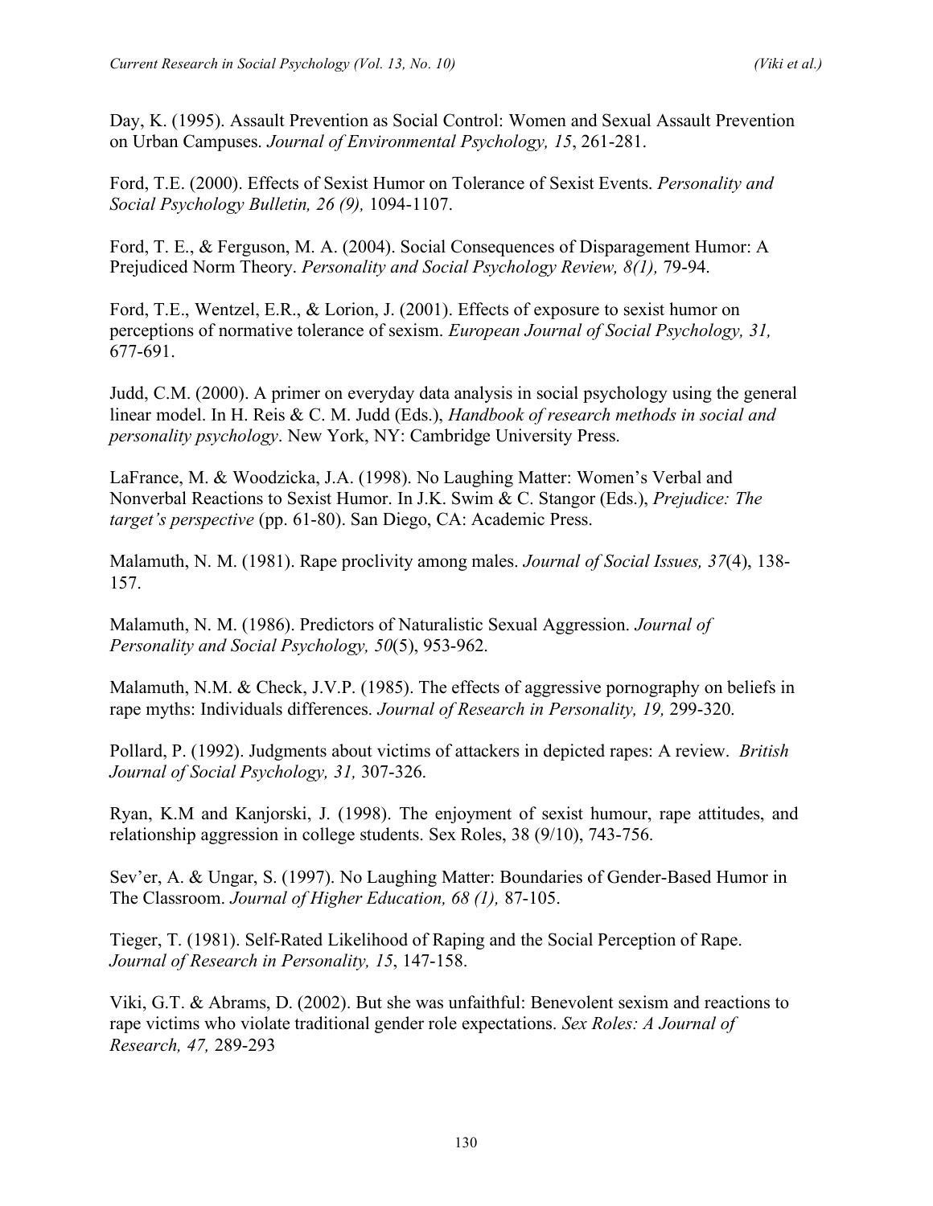Day, K. (1995). Assault Prevention as Social Control: Women and Sexual Assault Prevention on Urban Campuses. *Journal of Environmental Psychology, 15*, 261-281.

Ford, T.E. (2000). Effects of Sexist Humor on Tolerance of Sexist Events. *Personality and Social Psychology Bulletin, 26 (9),* 1094-1107.

Ford, T. E., & Ferguson, M. A. (2004). Social Consequences of Disparagement Humor: A Prejudiced Norm Theory. *Personality and Social Psychology Review, 8(1),* 79-94.

Ford, T.E., Wentzel, E.R., & Lorion, J. (2001). Effects of exposure to sexist humor on perceptions of normative tolerance of sexism. *European Journal of Social Psychology, 31,* 677-691.

Judd, C.M. (2000). A primer on everyday data analysis in social psychology using the general linear model. In H. Reis & C. M. Judd (Eds.), *Handbook of research methods in social and personality psychology*. New York, NY: Cambridge University Press.

LaFrance, M. & Woodzicka, J.A. (1998). No Laughing Matter: Women's Verbal and Nonverbal Reactions to Sexist Humor. In J.K. Swim & C. Stangor (Eds.), *Prejudice: The target's perspective* (pp. 61-80). San Diego, CA: Academic Press.

Malamuth, N. M. (1981). Rape proclivity among males. *Journal of Social Issues, 37*(4), 138-157.

Malamuth, N. M. (1986). Predictors of Naturalistic Sexual Aggression. *Journal of Personality and Social Psychology, 50*(5), 953-962.

Malamuth, N.M. & Check, J.V.P. (1985). The effects of aggressive pornography on beliefs in rape myths: Individuals differences. *Journal of Research in Personality, 19,* 299-320.

Pollard, P. (1992). Judgments about victims of attackers in depicted rapes: A review. *British Journal of Social Psychology, 31,* 307-326.

Ryan, K.M and Kanjorski, J. (1998). The enjoyment of sexist humour, rape attitudes, and relationship aggression in college students. Sex Roles, 38 (9/10), 743-756.

Sev'er, A. & Ungar, S. (1997). No Laughing Matter: Boundaries of Gender-Based Humor in The Classroom. *Journal of Higher Education, 68 (1),* 87-105.

Tieger, T. (1981). Self-Rated Likelihood of Raping and the Social Perception of Rape. *Journal of Research in Personality, 15*, 147-158.

Viki, G.T. & Abrams, D. (2002). But she was unfaithful: Benevolent sexism and reactions to rape victims who violate traditional gender role expectations. *Sex Roles: A Journal of Research, 47,* 289-293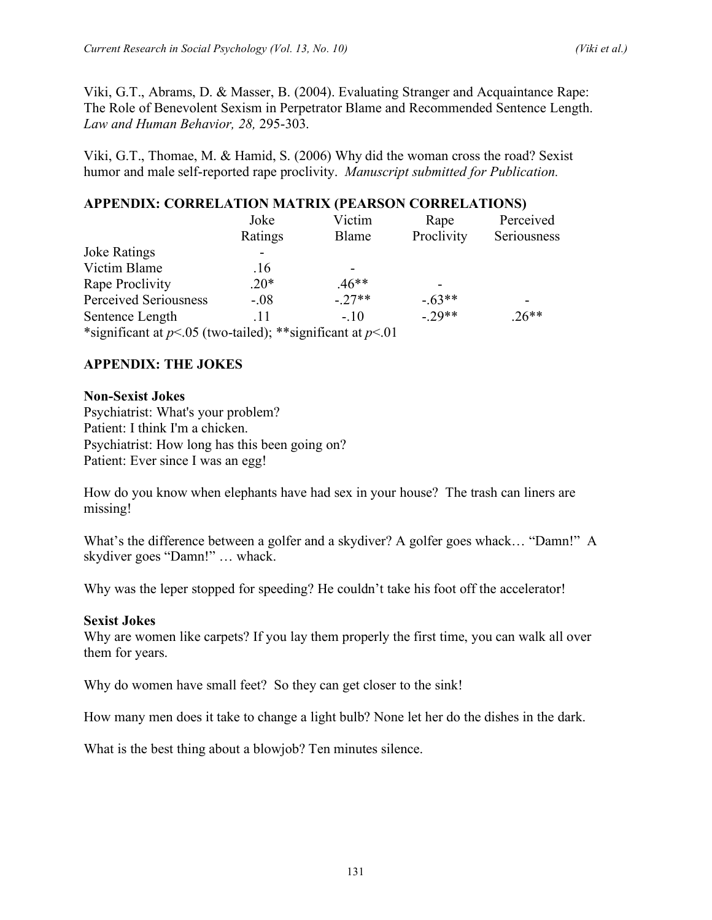Viki, G.T., Abrams, D. & Masser, B. (2004). Evaluating Stranger and Acquaintance Rape: The Role of Benevolent Sexism in Perpetrator Blame and Recommended Sentence Length. *Law and Human Behavior, 28,* 295-303.

Viki, G.T., Thomae, M. & Hamid, S. (2006) Why did the woman cross the road? Sexist humor and male self-reported rape proclivity. *Manuscript submitted for Publication.*

## APPENDIX: CORRELATION MATRIX (PEARSON CORRELATIONS)

| | Joke Ratings | Victim Blame | Rape Proclivity | Perceived Seriousness |
|---|---|---|---|---|
| Joke Ratings | - | | | |
| Victim Blame | .16 | - | | |
| Rape Proclivity | .20* | .46** | - | |
| Perceived Seriousness | -.08 | -.27** | -.63** | - |
| Sentence Length | .11 | -.10 | -.29** | .26** |

*significant at $p<.05$ (two-tailed); **significant at $p<.01$

## APPENDIX: THE JOKES

**Non-Sexist Jokes**

Psychiatrist: What's your problem?
Patient: I think I'm a chicken.
Psychiatrist: How long has this been going on?
Patient: Ever since I was an egg!

How do you know when elephants have had sex in your house? The trash can liners are missing!

What's the difference between a golfer and a skydiver? A golfer goes whack… "Damn!" A skydiver goes "Damn!" … whack.

Why was the leper stopped for speeding? He couldn't take his foot off the accelerator!

**Sexist Jokes**

Why are women like carpets? If you lay them properly the first time, you can walk all over them for years.

Why do women have small feet? So they can get closer to the sink!

How many men does it take to change a light bulb? None let her do the dishes in the dark.

What is the best thing about a blowjob? Ten minutes silence.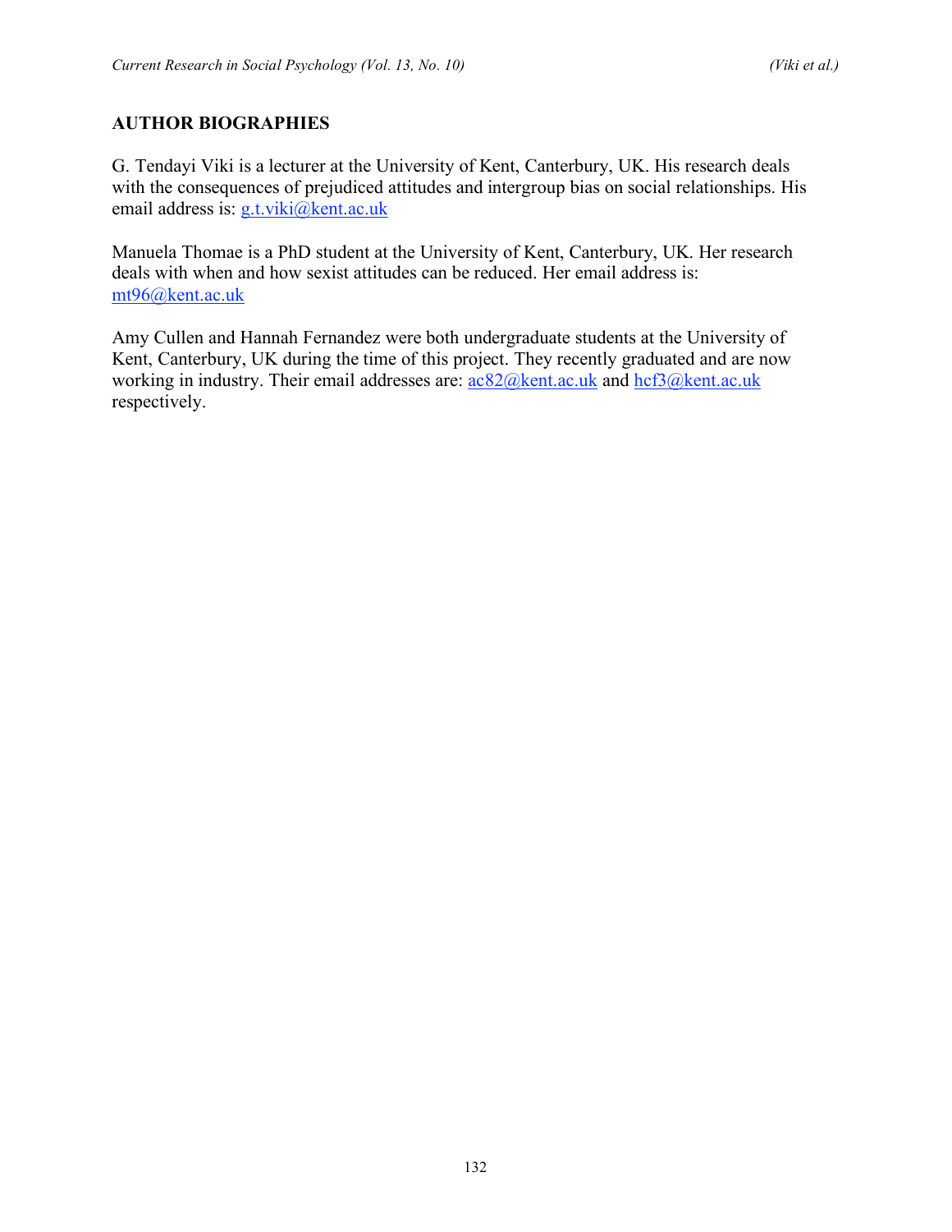## AUTHOR BIOGRAPHIES

G. Tendayi Viki is a lecturer at the University of Kent, Canterbury, UK. His research deals with the consequences of prejudiced attitudes and intergroup bias on social relationships. His email address is: g.t.viki@kent.ac.uk

Manuela Thomae is a PhD student at the University of Kent, Canterbury, UK. Her research deals with when and how sexist attitudes can be reduced. Her email address is: mt96@kent.ac.uk

Amy Cullen and Hannah Fernandez were both undergraduate students at the University of Kent, Canterbury, UK during the time of this project. They recently graduated and are now working in industry. Their email addresses are: ac82@kent.ac.uk and hcf3@kent.ac.uk respectively.